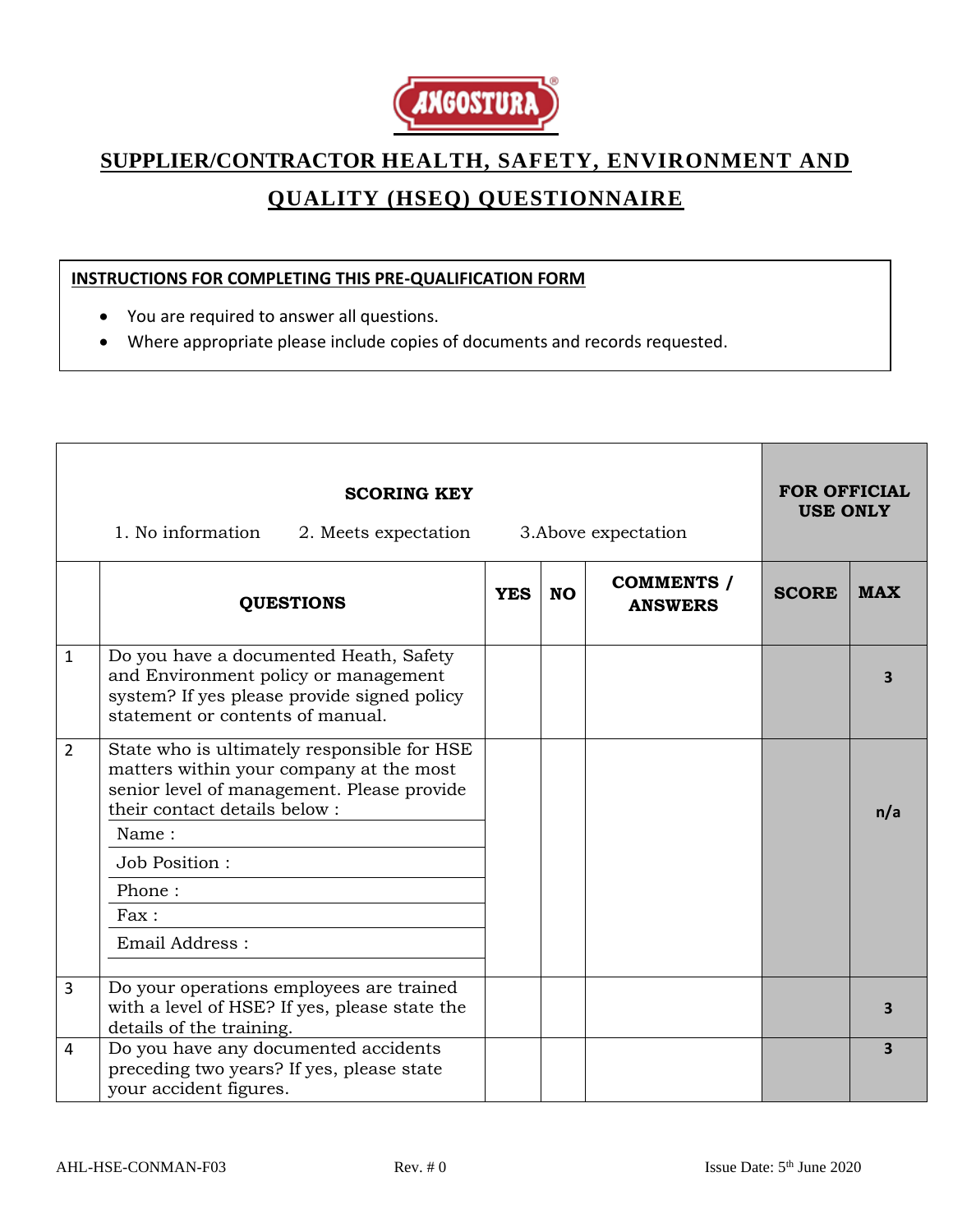# SUPPLIER/CONTRACTOR HEALTH, SAFETY, ENVIRONMENT AND QUALITY (HSEQ) QUESTIONNAIRE

**INSTRUCTIONS FOR COMPLETING THIS PRE-QUALIFICATION FORM**

- You are required to answer all questions.
- Where appropriate please include copies of documents and records requested.

| **SCORING KEY**<br>1. No information 2. Meets expectation 3.Above expectation | | | | | **FOR OFFICIAL USE ONLY** | |
|---|---|---|---|---|---|---|
| | **QUESTIONS** | **YES** | **NO** | **COMMENTS / ANSWERS** | **SCORE** | **MAX** |
| 1 | Do you have a documented Heath, Safety and Environment policy or management system? If yes please provide signed policy statement or contents of manual. | | | | | **3** |
| 2 | State who is ultimately responsible for HSE matters within your company at the most senior level of management. Please provide their contact details below :<br>Name :<br>Job Position :<br>Phone :<br>Fax :<br>Email Address : | | | | | **n/a** |
| 3 | Do your operations employees are trained with a level of HSE? If yes, please state the details of the training. | | | | | **3** |
| 4 | Do you have any documented accidents preceding two years? If yes, please state your accident figures. | | | | | **3** |

AHL-HSE-CONMAN-F03 Rev. # 0 Issue Date: 5th June 2020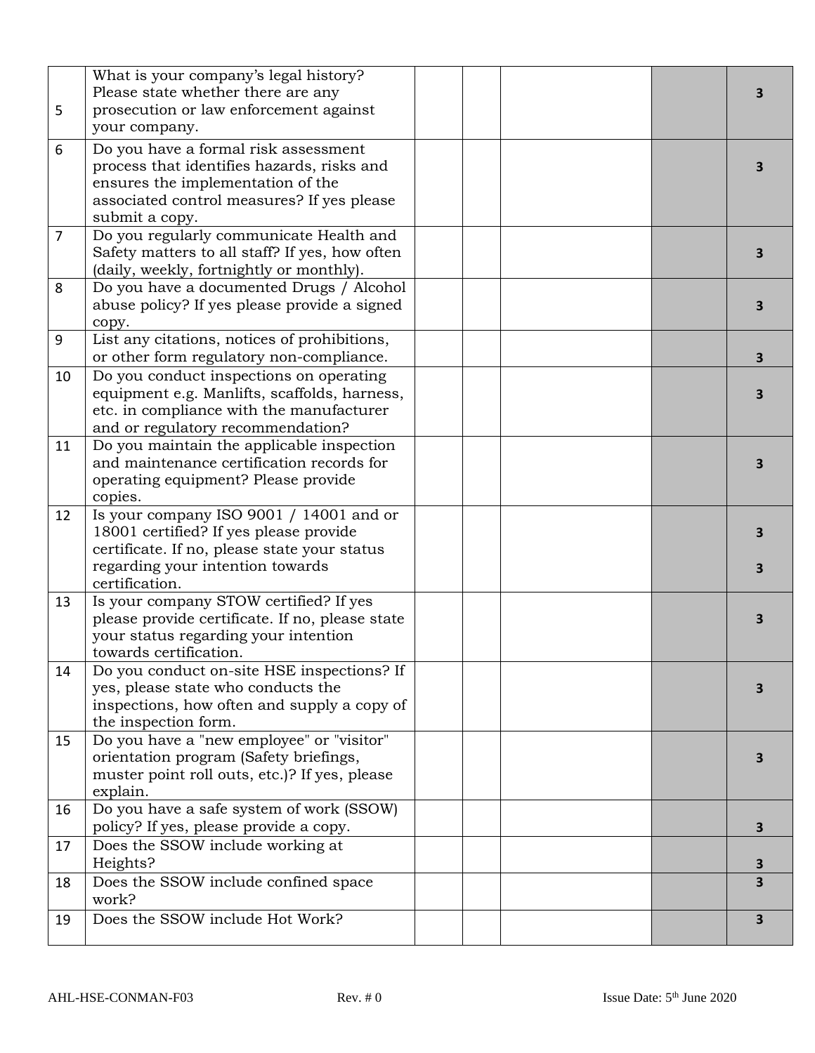| | | | | | | |
|---|---|---|---|---|---|---|
| 5 | What is your company's legal history? Please state whether there are any prosecution or law enforcement against your company. | | | | | 3 |
| 6 | Do you have a formal risk assessment process that identifies hazards, risks and ensures the implementation of the associated control measures? If yes please submit a copy. | | | | | 3 |
| 7 | Do you regularly communicate Health and Safety matters to all staff? If yes, how often (daily, weekly, fortnightly or monthly). | | | | | 3 |
| 8 | Do you have a documented Drugs / Alcohol abuse policy? If yes please provide a signed copy. | | | | | 3 |
| 9 | List any citations, notices of prohibitions, or other form regulatory non-compliance. | | | | | 3 |
| 10 | Do you conduct inspections on operating equipment e.g. Manlifts, scaffolds, harness, etc. in compliance with the manufacturer and or regulatory recommendation? | | | | | 3 |
| 11 | Do you maintain the applicable inspection and maintenance certification records for operating equipment? Please provide copies. | | | | | 3 |
| 12 | Is your company ISO 9001 / 14001 and or 18001 certified? If yes please provide certificate. If no, please state your status regarding your intention towards certification. | | | | | 3<br>3 |
| 13 | Is your company STOW certified? If yes please provide certificate. If no, please state your status regarding your intention towards certification. | | | | | 3 |
| 14 | Do you conduct on-site HSE inspections? If yes, please state who conducts the inspections, how often and supply a copy of the inspection form. | | | | | 3 |
| 15 | Do you have a "new employee" or "visitor" orientation program (Safety briefings, muster point roll outs, etc.)? If yes, please explain. | | | | | 3 |
| 16 | Do you have a safe system of work (SSOW) policy? If yes, please provide a copy. | | | | | 3 |
| 17 | Does the SSOW include working at Heights? | | | | | 3 |
| 18 | Does the SSOW include confined space work? | | | | | 3 |
| 19 | Does the SSOW include Hot Work? | | | | | 3 |

AHL-HSE-CONMAN-F03 Rev. # 0 Issue Date: 5th June 2020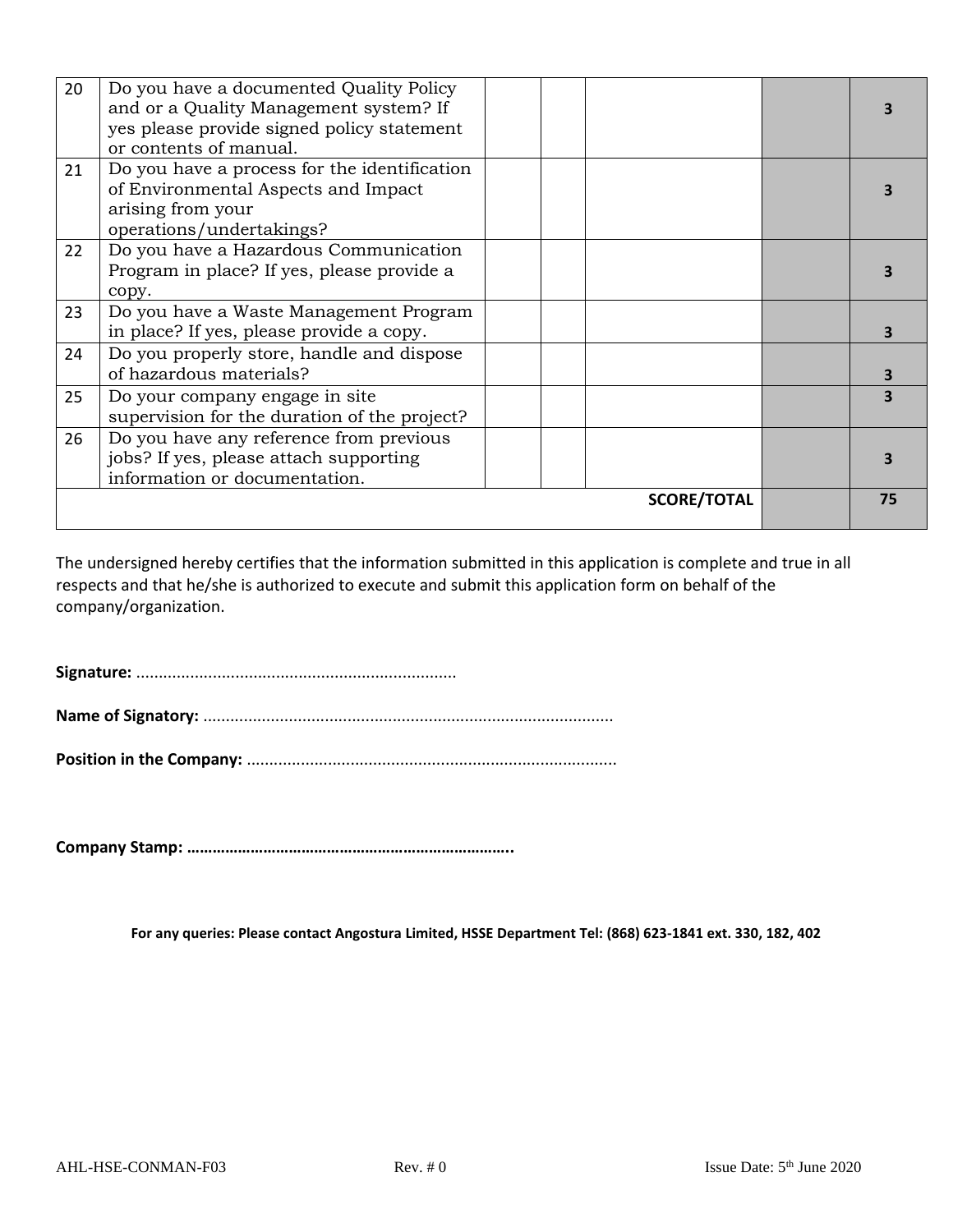| | | | | | | |
|---|---|---|---|---|---|---|
| 20 | Do you have a documented Quality Policy and or a Quality Management system? If yes please provide signed policy statement or contents of manual. | | | | | **3** |
| 21 | Do you have a process for the identification of Environmental Aspects and Impact arising from your operations/undertakings? | | | | | **3** |
| 22 | Do you have a Hazardous Communication Program in place? If yes, please provide a copy. | | | | | **3** |
| 23 | Do you have a Waste Management Program in place? If yes, please provide a copy. | | | | | **3** |
| 24 | Do you properly store, handle and dispose of hazardous materials? | | | | | **3** |
| 25 | Do your company engage in site supervision for the duration of the project? | | | | | **3** |
| 26 | Do you have any reference from previous jobs? If yes, please attach supporting information or documentation. | | | | | **3** |
| | | | | **SCORE/TOTAL** | | **75** |

The undersigned hereby certifies that the information submitted in this application is complete and true in all respects and that he/she is authorized to execute and submit this application form on behalf of the company/organization.

**Signature:** ......................................................................

**Name of Signatory:** ..........................................................................................

**Position in the Company:** .................................................................................

**Company Stamp: …………………………………………………………………..**

**For any queries: Please contact Angostura Limited, HSSE Department Tel: (868) 623-1841 ext. 330, 182, 402**